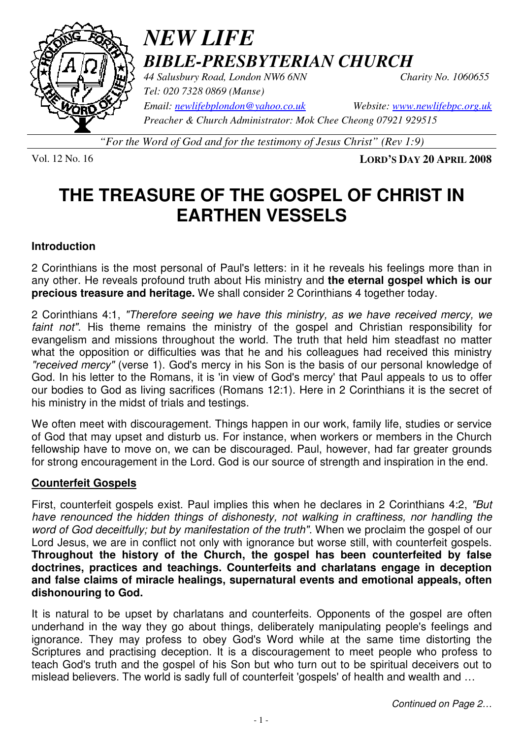# *NEW LIFE*
## *BIBLE-PRESBYTERIAN CHURCH*

*44 Salusbury Road, London NW6 6NN* *Charity No. 1060655*
*Tel: 020 7328 0869 (Manse)*
*Email: newlifebplondon@yahoo.co.uk* *Website: www.newlifebpc.org.uk*
*Preacher & Church Administrator: Mok Chee Cheong 07921 929515*

*"For the Word of God and for the testimony of Jesus Christ" (Rev 1:9)*

Vol. 12 No. 16 **LORD'S DAY 20 APRIL 2008**

# THE TREASURE OF THE GOSPEL OF CHRIST IN EARTHEN VESSELS

### Introduction

2 Corinthians is the most personal of Paul's letters: in it he reveals his feelings more than in any other. He reveals profound truth about His ministry and **the eternal gospel which is our precious treasure and heritage.** We shall consider 2 Corinthians 4 together today.

2 Corinthians 4:1, *"Therefore seeing we have this ministry, as we have received mercy, we faint not"*. His theme remains the ministry of the gospel and Christian responsibility for evangelism and missions throughout the world. The truth that held him steadfast no matter what the opposition or difficulties was that he and his colleagues had received this ministry *"received mercy"* (verse 1). God's mercy in his Son is the basis of our personal knowledge of God. In his letter to the Romans, it is 'in view of God's mercy' that Paul appeals to us to offer our bodies to God as living sacrifices (Romans 12:1). Here in 2 Corinthians it is the secret of his ministry in the midst of trials and testings.

We often meet with discouragement. Things happen in our work, family life, studies or service of God that may upset and disturb us. For instance, when workers or members in the Church fellowship have to move on, we can be discouraged. Paul, however, had far greater grounds for strong encouragement in the Lord. God is our source of strength and inspiration in the end.

### Counterfeit Gospels

First, counterfeit gospels exist. Paul implies this when he declares in 2 Corinthians 4:2, *"But have renounced the hidden things of dishonesty, not walking in craftiness, nor handling the word of God deceitfully; but by manifestation of the truth".* When we proclaim the gospel of our Lord Jesus, we are in conflict not only with ignorance but worse still, with counterfeit gospels. **Throughout the history of the Church, the gospel has been counterfeited by false doctrines, practices and teachings. Counterfeits and charlatans engage in deception and false claims of miracle healings, supernatural events and emotional appeals, often dishonouring to God.**

It is natural to be upset by charlatans and counterfeits. Opponents of the gospel are often underhand in the way they go about things, deliberately manipulating people's feelings and ignorance. They may profess to obey God's Word while at the same time distorting the Scriptures and practising deception. It is a discouragement to meet people who profess to teach God's truth and the gospel of his Son but who turn out to be spiritual deceivers out to mislead believers. The world is sadly full of counterfeit 'gospels' of health and wealth and …

*Continued on Page 2…*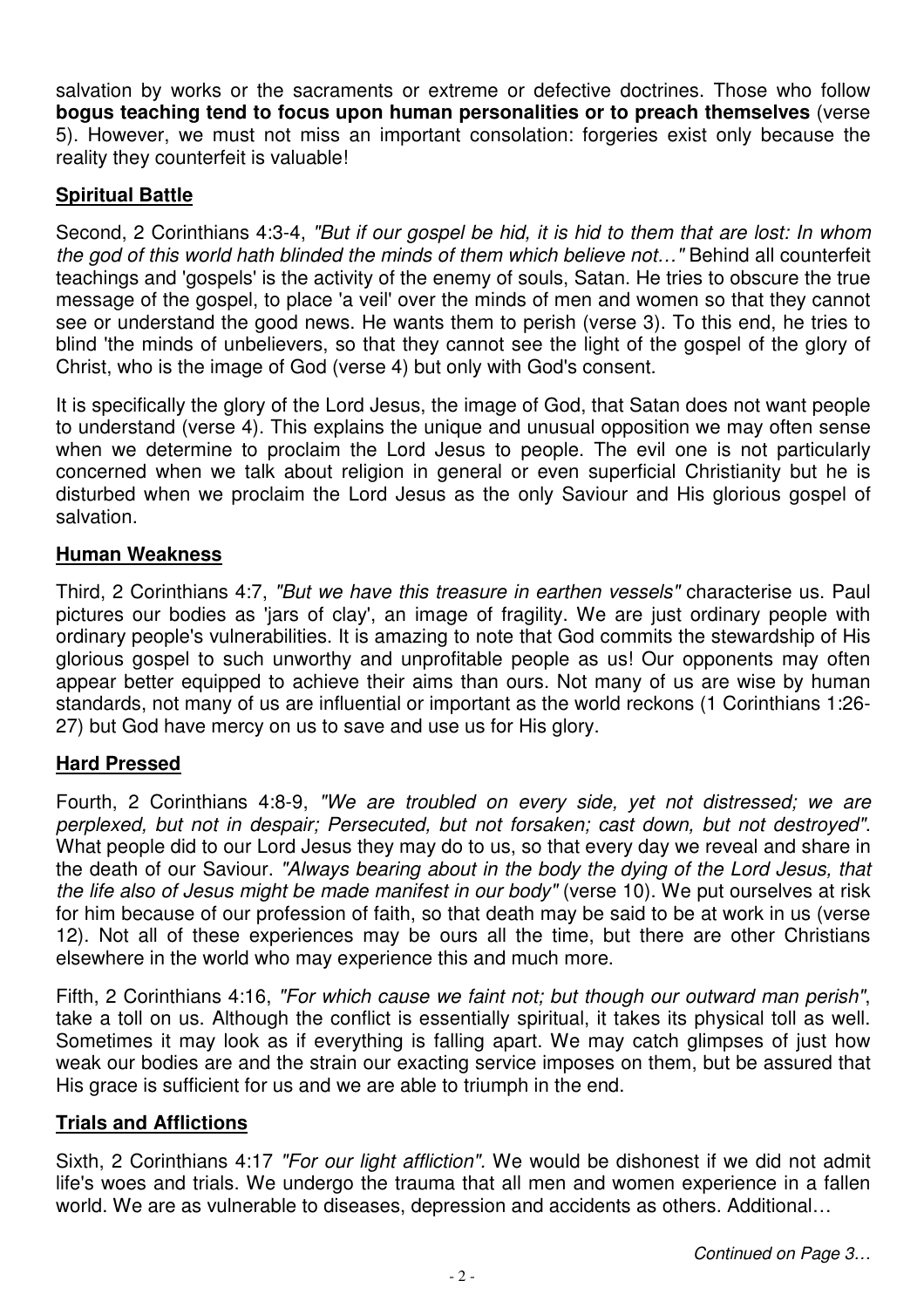salvation by works or the sacraments or extreme or defective doctrines. Those who follow **bogus teaching tend to focus upon human personalities or to preach themselves** (verse 5). However, we must not miss an important consolation: forgeries exist only because the reality they counterfeit is valuable!

## Spiritual Battle

Second, 2 Corinthians 4:3-4, *"But if our gospel be hid, it is hid to them that are lost: In whom the god of this world hath blinded the minds of them which believe not…"* Behind all counterfeit teachings and 'gospels' is the activity of the enemy of souls, Satan. He tries to obscure the true message of the gospel, to place 'a veil' over the minds of men and women so that they cannot see or understand the good news. He wants them to perish (verse 3). To this end, he tries to blind 'the minds of unbelievers, so that they cannot see the light of the gospel of the glory of Christ, who is the image of God (verse 4) but only with God's consent.

It is specifically the glory of the Lord Jesus, the image of God, that Satan does not want people to understand (verse 4). This explains the unique and unusual opposition we may often sense when we determine to proclaim the Lord Jesus to people. The evil one is not particularly concerned when we talk about religion in general or even superficial Christianity but he is disturbed when we proclaim the Lord Jesus as the only Saviour and His glorious gospel of salvation.

## Human Weakness

Third, 2 Corinthians 4:7, *"But we have this treasure in earthen vessels"* characterise us. Paul pictures our bodies as 'jars of clay', an image of fragility. We are just ordinary people with ordinary people's vulnerabilities. It is amazing to note that God commits the stewardship of His glorious gospel to such unworthy and unprofitable people as us! Our opponents may often appear better equipped to achieve their aims than ours. Not many of us are wise by human standards, not many of us are influential or important as the world reckons (1 Corinthians 1:26-27) but God have mercy on us to save and use us for His glory.

## Hard Pressed

Fourth, 2 Corinthians 4:8-9, *"We are troubled on every side, yet not distressed; we are perplexed, but not in despair; Persecuted, but not forsaken; cast down, but not destroyed"*. What people did to our Lord Jesus they may do to us, so that every day we reveal and share in the death of our Saviour. *"Always bearing about in the body the dying of the Lord Jesus, that the life also of Jesus might be made manifest in our body"* (verse 10). We put ourselves at risk for him because of our profession of faith, so that death may be said to be at work in us (verse 12). Not all of these experiences may be ours all the time, but there are other Christians elsewhere in the world who may experience this and much more.

Fifth, 2 Corinthians 4:16, *"For which cause we faint not; but though our outward man perish"*, take a toll on us. Although the conflict is essentially spiritual, it takes its physical toll as well. Sometimes it may look as if everything is falling apart. We may catch glimpses of just how weak our bodies are and the strain our exacting service imposes on them, but be assured that His grace is sufficient for us and we are able to triumph in the end.

## Trials and Afflictions

Sixth, 2 Corinthians 4:17 *"For our light affliction"*. We would be dishonest if we did not admit life's woes and trials. We undergo the trauma that all men and women experience in a fallen world. We are as vulnerable to diseases, depression and accidents as others. Additional…

*Continued on Page 3…*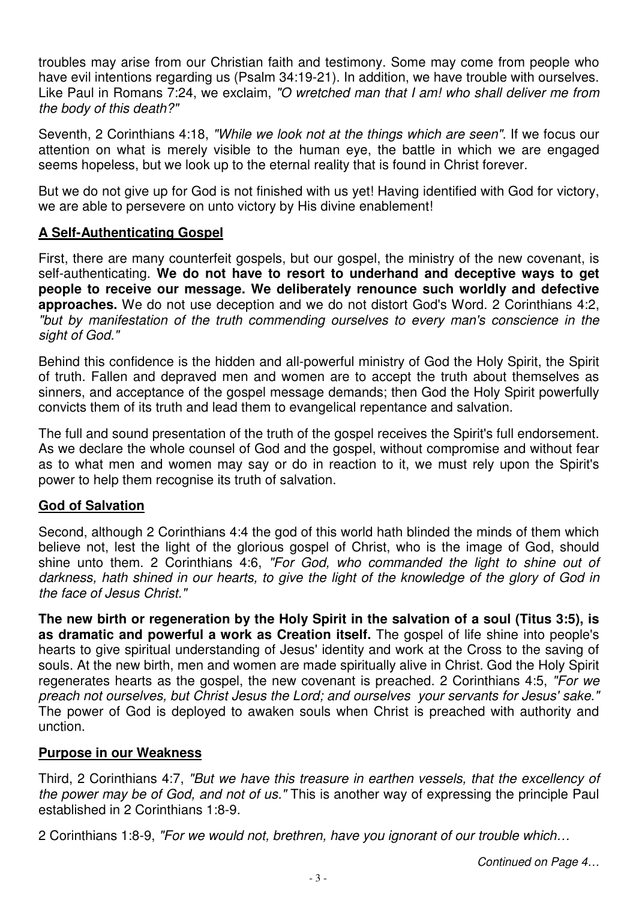troubles may arise from our Christian faith and testimony. Some may come from people who have evil intentions regarding us (Psalm 34:19-21). In addition, we have trouble with ourselves. Like Paul in Romans 7:24, we exclaim, *"O wretched man that I am! who shall deliver me from the body of this death?"*

Seventh, 2 Corinthians 4:18, *"While we look not at the things which are seen"*. If we focus our attention on what is merely visible to the human eye, the battle in which we are engaged seems hopeless, but we look up to the eternal reality that is found in Christ forever.

But we do not give up for God is not finished with us yet! Having identified with God for victory, we are able to persevere on unto victory by His divine enablement!

## A Self-Authenticating Gospel

First, there are many counterfeit gospels, but our gospel, the ministry of the new covenant, is self-authenticating. **We do not have to resort to underhand and deceptive ways to get people to receive our message. We deliberately renounce such worldly and defective approaches.** We do not use deception and we do not distort God's Word. 2 Corinthians 4:2, *"but by manifestation of the truth commending ourselves to every man's conscience in the sight of God."*

Behind this confidence is the hidden and all-powerful ministry of God the Holy Spirit, the Spirit of truth. Fallen and depraved men and women are to accept the truth about themselves as sinners, and acceptance of the gospel message demands; then God the Holy Spirit powerfully convicts them of its truth and lead them to evangelical repentance and salvation.

The full and sound presentation of the truth of the gospel receives the Spirit's full endorsement. As we declare the whole counsel of God and the gospel, without compromise and without fear as to what men and women may say or do in reaction to it, we must rely upon the Spirit's power to help them recognise its truth of salvation.

## God of Salvation

Second, although 2 Corinthians 4:4 the god of this world hath blinded the minds of them which believe not, lest the light of the glorious gospel of Christ, who is the image of God, should shine unto them. 2 Corinthians 4:6, *"For God, who commanded the light to shine out of darkness, hath shined in our hearts, to give the light of the knowledge of the glory of God in the face of Jesus Christ."*

**The new birth or regeneration by the Holy Spirit in the salvation of a soul (Titus 3:5), is as dramatic and powerful a work as Creation itself.** The gospel of life shine into people's hearts to give spiritual understanding of Jesus' identity and work at the Cross to the saving of souls. At the new birth, men and women are made spiritually alive in Christ. God the Holy Spirit regenerates hearts as the gospel, the new covenant is preached. 2 Corinthians 4:5, *"For we preach not ourselves, but Christ Jesus the Lord; and ourselves your servants for Jesus' sake."* The power of God is deployed to awaken souls when Christ is preached with authority and unction.

## Purpose in our Weakness

Third, 2 Corinthians 4:7, *"But we have this treasure in earthen vessels, that the excellency of the power may be of God, and not of us."* This is another way of expressing the principle Paul established in 2 Corinthians 1:8-9.

2 Corinthians 1:8-9, *"For we would not, brethren, have you ignorant of our trouble which…*

*Continued on Page 4…*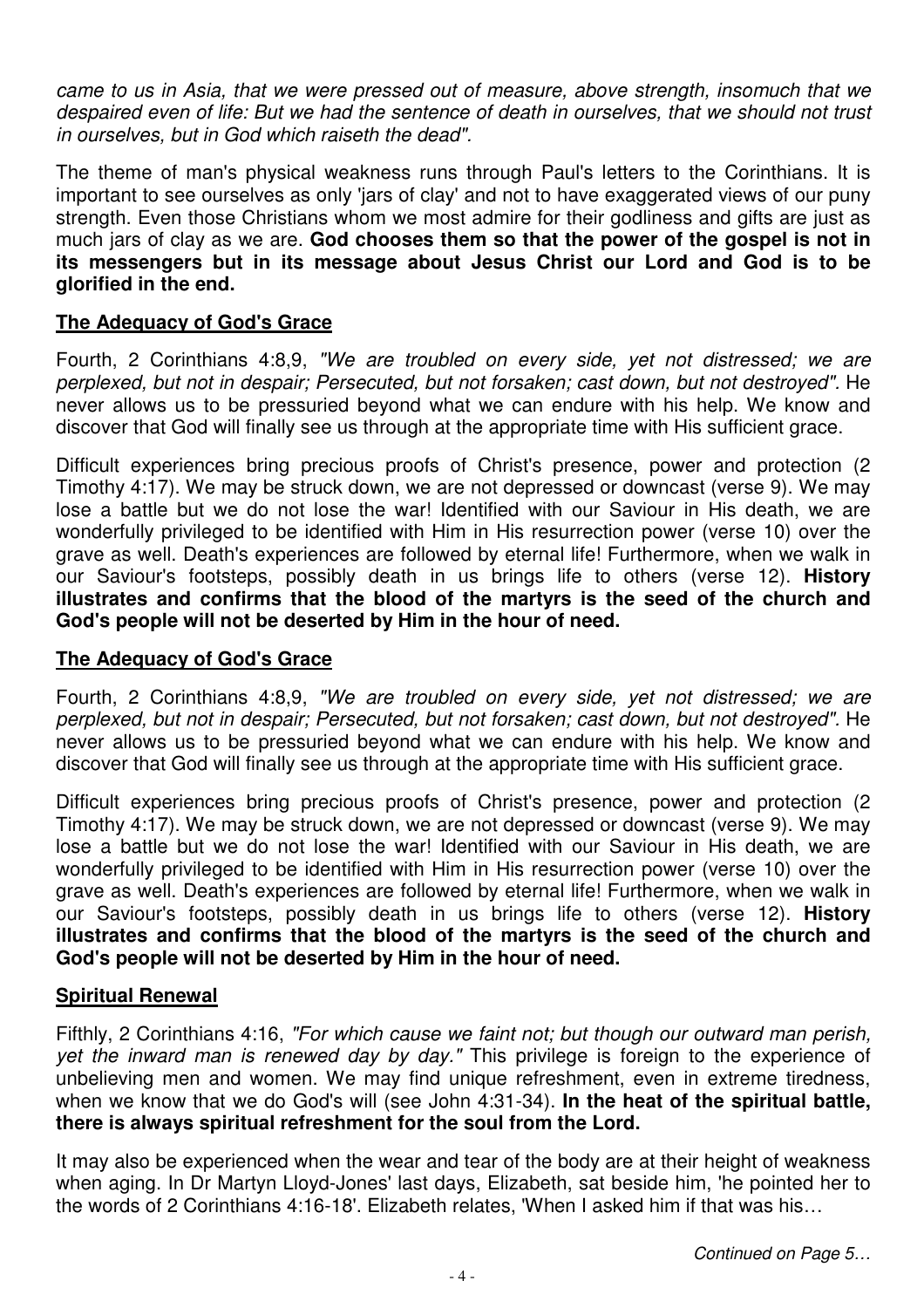*came to us in Asia, that we were pressed out of measure, above strength, insomuch that we despaired even of life: But we had the sentence of death in ourselves, that we should not trust in ourselves, but in God which raiseth the dead"*.

The theme of man's physical weakness runs through Paul's letters to the Corinthians. It is important to see ourselves as only 'jars of clay' and not to have exaggerated views of our puny strength. Even those Christians whom we most admire for their godliness and gifts are just as much jars of clay as we are. **God chooses them so that the power of the gospel is not in its messengers but in its message about Jesus Christ our Lord and God is to be glorified in the end.**

## **The Adequacy of God's Grace**

Fourth, 2 Corinthians 4:8,9, *"We are troubled on every side, yet not distressed; we are perplexed, but not in despair; Persecuted, but not forsaken; cast down, but not destroyed"*. He never allows us to be pressuried beyond what we can endure with his help. We know and discover that God will finally see us through at the appropriate time with His sufficient grace.

Difficult experiences bring precious proofs of Christ's presence, power and protection (2 Timothy 4:17). We may be struck down, we are not depressed or downcast (verse 9). We may lose a battle but we do not lose the war! Identified with our Saviour in His death, we are wonderfully privileged to be identified with Him in His resurrection power (verse 10) over the grave as well. Death's experiences are followed by eternal life! Furthermore, when we walk in our Saviour's footsteps, possibly death in us brings life to others (verse 12). **History illustrates and confirms that the blood of the martyrs is the seed of the church and God's people will not be deserted by Him in the hour of need.**

## **The Adequacy of God's Grace**

Fourth, 2 Corinthians 4:8,9, *"We are troubled on every side, yet not distressed; we are perplexed, but not in despair; Persecuted, but not forsaken; cast down, but not destroyed"*. He never allows us to be pressuried beyond what we can endure with his help. We know and discover that God will finally see us through at the appropriate time with His sufficient grace.

Difficult experiences bring precious proofs of Christ's presence, power and protection (2 Timothy 4:17). We may be struck down, we are not depressed or downcast (verse 9). We may lose a battle but we do not lose the war! Identified with our Saviour in His death, we are wonderfully privileged to be identified with Him in His resurrection power (verse 10) over the grave as well. Death's experiences are followed by eternal life! Furthermore, when we walk in our Saviour's footsteps, possibly death in us brings life to others (verse 12). **History illustrates and confirms that the blood of the martyrs is the seed of the church and God's people will not be deserted by Him in the hour of need.**

## **Spiritual Renewal**

Fifthly, 2 Corinthians 4:16, *"For which cause we faint not; but though our outward man perish, yet the inward man is renewed day by day."* This privilege is foreign to the experience of unbelieving men and women. We may find unique refreshment, even in extreme tiredness, when we know that we do God's will (see John 4:31-34). **In the heat of the spiritual battle, there is always spiritual refreshment for the soul from the Lord.**

It may also be experienced when the wear and tear of the body are at their height of weakness when aging. In Dr Martyn Lloyd-Jones' last days, Elizabeth, sat beside him, 'he pointed her to the words of 2 Corinthians 4:16-18'. Elizabeth relates, 'When I asked him if that was his…

*Continued on Page 5…*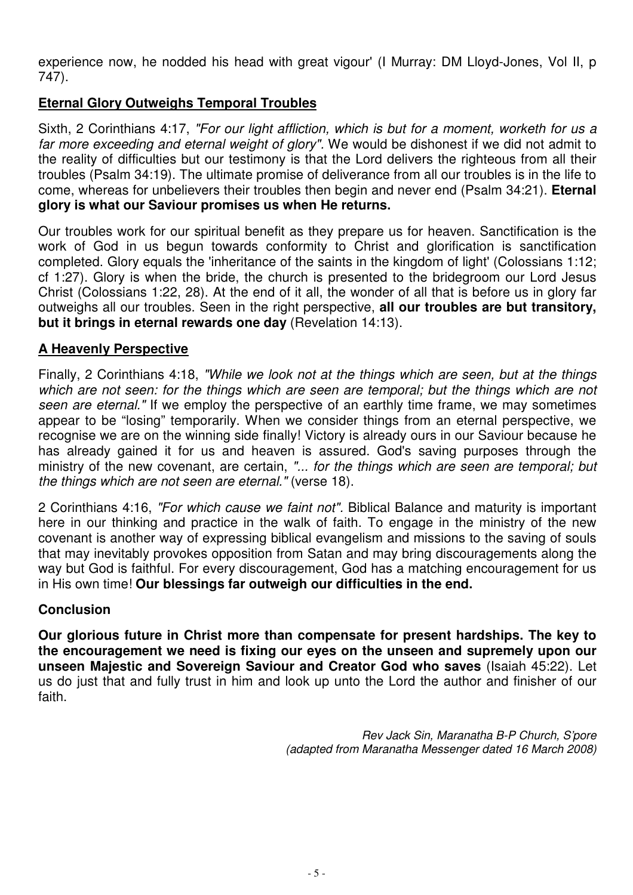experience now, he nodded his head with great vigour' (I Murray: DM Lloyd-Jones, Vol II, p 747).

## Eternal Glory Outweighs Temporal Troubles

Sixth, 2 Corinthians 4:17, *"For our light affliction, which is but for a moment, worketh for us a far more exceeding and eternal weight of glory"*. We would be dishonest if we did not admit to the reality of difficulties but our testimony is that the Lord delivers the righteous from all their troubles (Psalm 34:19). The ultimate promise of deliverance from all our troubles is in the life to come, whereas for unbelievers their troubles then begin and never end (Psalm 34:21). **Eternal glory is what our Saviour promises us when He returns.**

Our troubles work for our spiritual benefit as they prepare us for heaven. Sanctification is the work of God in us begun towards conformity to Christ and glorification is sanctification completed. Glory equals the 'inheritance of the saints in the kingdom of light' (Colossians 1:12; cf 1:27). Glory is when the bride, the church is presented to the bridegroom our Lord Jesus Christ (Colossians 1:22, 28). At the end of it all, the wonder of all that is before us in glory far outweighs all our troubles. Seen in the right perspective, **all our troubles are but transitory, but it brings in eternal rewards one day** (Revelation 14:13).

## A Heavenly Perspective

Finally, 2 Corinthians 4:18, *"While we look not at the things which are seen, but at the things which are not seen: for the things which are seen are temporal; but the things which are not seen are eternal."* If we employ the perspective of an earthly time frame, we may sometimes appear to be "losing" temporarily. When we consider things from an eternal perspective, we recognise we are on the winning side finally! Victory is already ours in our Saviour because he has already gained it for us and heaven is assured. God's saving purposes through the ministry of the new covenant, are certain, *"... for the things which are seen are temporal; but the things which are not seen are eternal."* (verse 18).

2 Corinthians 4:16, *"For which cause we faint not"*. Biblical Balance and maturity is important here in our thinking and practice in the walk of faith. To engage in the ministry of the new covenant is another way of expressing biblical evangelism and missions to the saving of souls that may inevitably provokes opposition from Satan and may bring discouragements along the way but God is faithful. For every discouragement, God has a matching encouragement for us in His own time! **Our blessings far outweigh our difficulties in the end.**

## Conclusion

**Our glorious future in Christ more than compensate for present hardships. The key to the encouragement we need is fixing our eyes on the unseen and supremely upon our unseen Majestic and Sovereign Saviour and Creator God who saves** (Isaiah 45:22). Let us do just that and fully trust in him and look up unto the Lord the author and finisher of our faith.

*Rev Jack Sin, Maranatha B-P Church, S'pore*
*(adapted from Maranatha Messenger dated 16 March 2008)*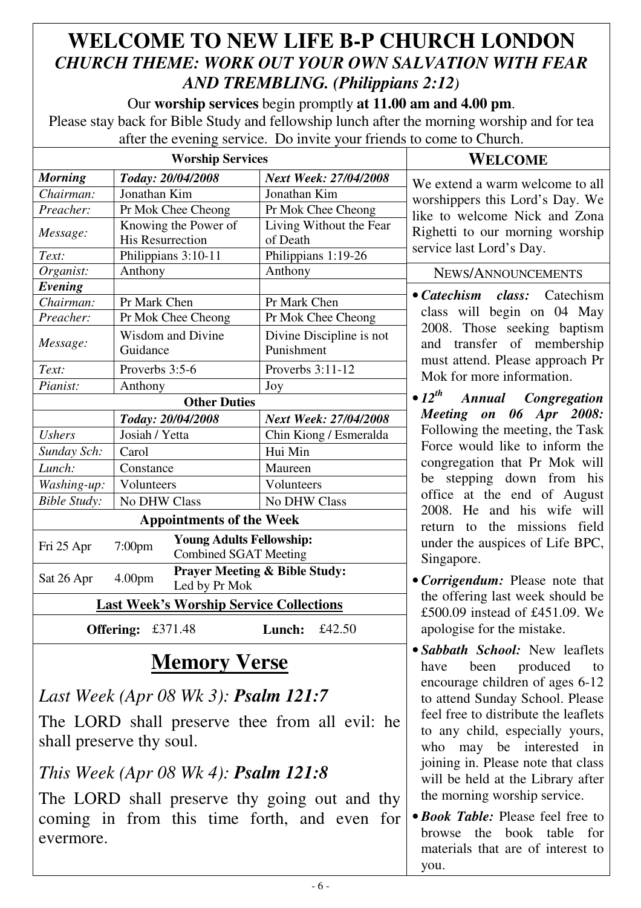# WELCOME TO NEW LIFE B-P CHURCH LONDON

## *CHURCH THEME: WORK OUT YOUR OWN SALVATION WITH FEAR AND TREMBLING. (Philippians 2:12)*

Our **worship services** begin promptly **at 11.00 am and 4.00 pm**.

Please stay back for Bible Study and fellowship lunch after the morning worship and for tea after the evening service. Do invite your friends to come to Church.

**Worship Services**

| | | |
|---|---|---|
| ***Morning*** | ***Today: 20/04/2008*** | ***Next Week: 27/04/2008*** |
| *Chairman:* | Jonathan Kim | Jonathan Kim |
| *Preacher:* | Pr Mok Chee Cheong | Pr Mok Chee Cheong |
| *Message:* | Knowing the Power of His Resurrection | Living Without the Fear of Death |
| *Text:* | Philippians 3:10-11 | Philippians 1:19-26 |
| *Organist:* | Anthony | Anthony |
| ***Evening*** | | |
| *Chairman:* | Pr Mark Chen | Pr Mark Chen |
| *Preacher:* | Pr Mok Chee Cheong | Pr Mok Chee Cheong |
| *Message:* | Wisdom and Divine Guidance | Divine Discipline is not Punishment |
| *Text:* | Proverbs 3:5-6 | Proverbs 3:11-12 |
| *Pianist:* | Anthony | Joy |

**Other Duties**

| | ***Today: 20/04/2008*** | ***Next Week: 27/04/2008*** |
|---|---|---|
| *Ushers* | Josiah / Yetta | Chin Kiong / Esmeralda |
| *Sunday Sch:* | Carol | Hui Min |
| *Lunch:* | Constance | Maureen |
| *Washing-up:* | Volunteers | Volunteers |
| *Bible Study:* | No DHW Class | No DHW Class |

**Appointments of the Week**

| | | |
|---|---|---|
| Fri 25 Apr | 7:00pm | **Young Adults Fellowship:** Combined SGAT Meeting |
| Sat 26 Apr | 4.00pm | **Prayer Meeting & Bible Study:** Led by Pr Mok |

**Last Week's Worship Service Collections**

**Offering:** £371.48 **Lunch:** £42.50

# Memory Verse

*Last Week (Apr 08 Wk 3): **Psalm 121:7***

The LORD shall preserve thee from all evil: he shall preserve thy soul.

*This Week (Apr 08 Wk 4): **Psalm 121:8***

The LORD shall preserve thy going out and thy coming in from this time forth, and even for evermore.

## WELCOME

We extend a warm welcome to all worshippers this Lord's Day. We like to welcome Nick and Zona Righetti to our morning worship service last Lord's Day.

## NEWS/ANNOUNCEMENTS

- ***Catechism class:*** Catechism class will begin on 04 May 2008. Those seeking baptism and transfer of membership must attend. Please approach Pr Mok for more information.
- ***12th Annual Congregation Meeting on 06 Apr 2008:*** Following the meeting, the Task Force would like to inform the congregation that Pr Mok will be stepping down from his office at the end of August 2008. He and his wife will return to the missions field under the auspices of Life BPC, Singapore.
- ***Corrigendum:*** Please note that the offering last week should be £500.09 instead of £451.09. We apologise for the mistake.
- ***Sabbath School:*** New leaflets have been produced to encourage children of ages 6-12 to attend Sunday School. Please feel free to distribute the leaflets to any child, especially yours, who may be interested in joining in. Please note that class will be held at the Library after the morning worship service.
- ***Book Table:*** Please feel free to browse the book table for materials that are of interest to you.